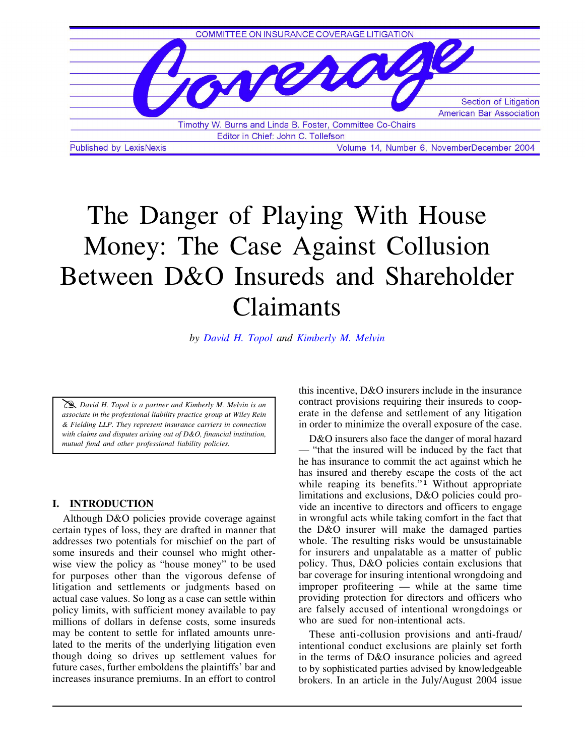COMMITTEE ON INSURANCE COVERAGE LITIGATION

# Coverage

Section of Litigation
American Bar Association

Timothy W. Burns and Linda B. Foster, Committee Co-Chairs
Editor in Chief: John C. Tollefson

Published by LexisNexis — Volume 14, Number 6, NovemberDecember 2004

# The Danger of Playing With House Money: The Case Against Collusion Between D&O Insureds and Shareholder Claimants

*by David H. Topol and Kimberly M. Melvin*

*David H. Topol is a partner and Kimberly M. Melvin is an associate in the professional liability practice group at Wiley Rein & Fielding LLP. They represent insurance carriers in connection with claims and disputes arising out of D&O, financial institution, mutual fund and other professional liability policies.*

## I. INTRODUCTION

Although D&O policies provide coverage against certain types of loss, they are drafted in manner that addresses two potentials for mischief on the part of some insureds and their counsel who might otherwise view the policy as "house money" to be used for purposes other than the vigorous defense of litigation and settlements or judgments based on actual case values. So long as a case can settle within policy limits, with sufficient money available to pay millions of dollars in defense costs, some insureds may be content to settle for inflated amounts unrelated to the merits of the underlying litigation even though doing so drives up settlement values for future cases, further emboldens the plaintiffs' bar and increases insurance premiums. In an effort to control this incentive, D&O insurers include in the insurance contract provisions requiring their insureds to cooperate in the defense and settlement of any litigation in order to minimize the overall exposure of the case.

D&O insurers also face the danger of moral hazard — "that the insured will be induced by the fact that he has insurance to commit the act against which he has insured and thereby escape the costs of the act while reaping its benefits."[1] Without appropriate limitations and exclusions, D&O policies could provide an incentive to directors and officers to engage in wrongful acts while taking comfort in the fact that the D&O insurer will make the damaged parties whole. The resulting risks would be unsustainable for insurers and unpalatable as a matter of public policy. Thus, D&O policies contain exclusions that bar coverage for insuring intentional wrongdoing and improper profiteering — while at the same time providing protection for directors and officers who are falsely accused of intentional wrongdoings or who are sued for non-intentional acts.

These anti-collusion provisions and anti-fraud/intentional conduct exclusions are plainly set forth in the terms of D&O insurance policies and agreed to by sophisticated parties advised by knowledgeable brokers. In an article in the July/August 2004 issue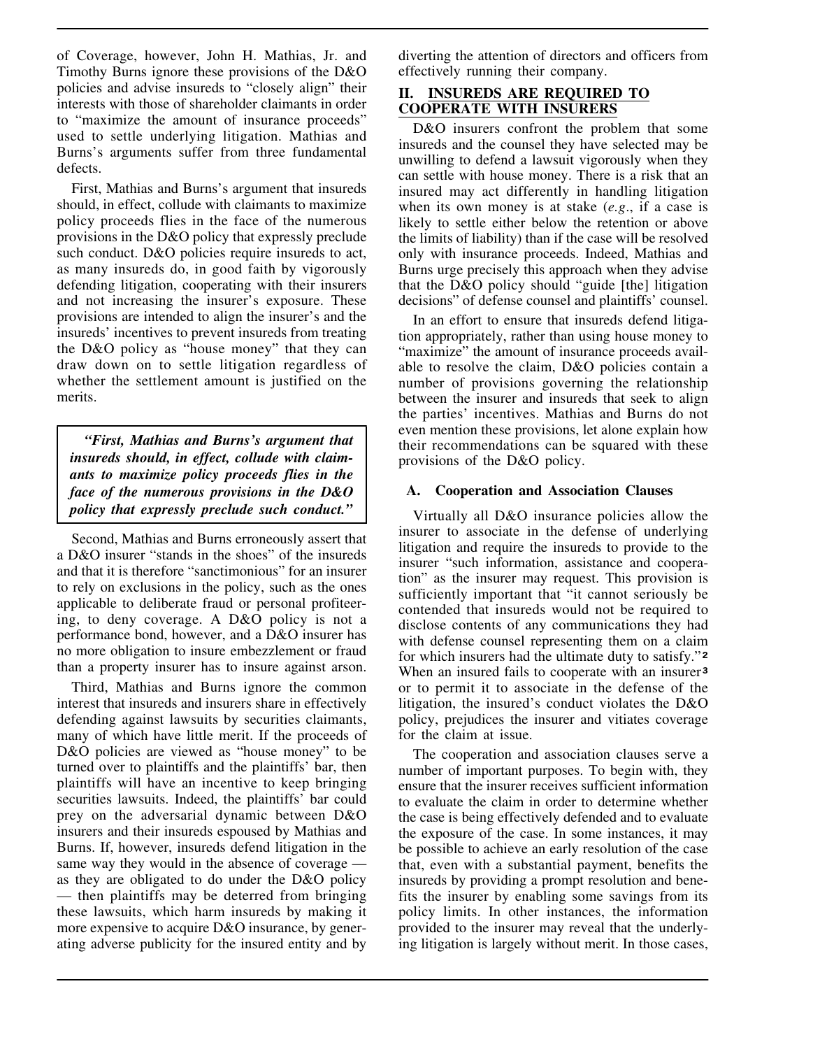of Coverage, however, John H. Mathias, Jr. and Timothy Burns ignore these provisions of the D&O policies and advise insureds to "closely align" their interests with those of shareholder claimants in order to "maximize the amount of insurance proceeds" used to settle underlying litigation. Mathias and Burns's arguments suffer from three fundamental defects.

First, Mathias and Burns's argument that insureds should, in effect, collude with claimants to maximize policy proceeds flies in the face of the numerous provisions in the D&O policy that expressly preclude such conduct. D&O policies require insureds to act, as many insureds do, in good faith by vigorously defending litigation, cooperating with their insurers and not increasing the insurer's exposure. These provisions are intended to align the insurer's and the insureds' incentives to prevent insureds from treating the D&O policy as "house money" that they can draw down on to settle litigation regardless of whether the settlement amount is justified on the merits.

> ***"First, Mathias and Burns's argument that insureds should, in effect, collude with claimants to maximize policy proceeds flies in the face of the numerous provisions in the D&O policy that expressly preclude such conduct."***

Second, Mathias and Burns erroneously assert that a D&O insurer "stands in the shoes" of the insureds and that it is therefore "sanctimonious" for an insurer to rely on exclusions in the policy, such as the ones applicable to deliberate fraud or personal profiteering, to deny coverage. A D&O policy is not a performance bond, however, and a D&O insurer has no more obligation to insure embezzlement or fraud than a property insurer has to insure against arson.

Third, Mathias and Burns ignore the common interest that insureds and insurers share in effectively defending against lawsuits by securities claimants, many of which have little merit. If the proceeds of D&O policies are viewed as "house money" to be turned over to plaintiffs and the plaintiffs' bar, then plaintiffs will have an incentive to keep bringing securities lawsuits. Indeed, the plaintiffs' bar could prey on the adversarial dynamic between D&O insurers and their insureds espoused by Mathias and Burns. If, however, insureds defend litigation in the same way they would in the absence of coverage — as they are obligated to do under the D&O policy — then plaintiffs may be deterred from bringing these lawsuits, which harm insureds by making it more expensive to acquire D&O insurance, by generating adverse publicity for the insured entity and by diverting the attention of directors and officers from effectively running their company.

## II. INSUREDS ARE REQUIRED TO COOPERATE WITH INSURERS

D&O insurers confront the problem that some insureds and the counsel they have selected may be unwilling to defend a lawsuit vigorously when they can settle with house money. There is a risk that an insured may act differently in handling litigation when its own money is at stake (*e.g.*, if a case is likely to settle either below the retention or above the limits of liability) than if the case will be resolved only with insurance proceeds. Indeed, Mathias and Burns urge precisely this approach when they advise that the D&O policy should "guide [the] litigation decisions" of defense counsel and plaintiffs' counsel.

In an effort to ensure that insureds defend litigation appropriately, rather than using house money to "maximize" the amount of insurance proceeds available to resolve the claim, D&O policies contain a number of provisions governing the relationship between the insurer and insureds that seek to align the parties' incentives. Mathias and Burns do not even mention these provisions, let alone explain how their recommendations can be squared with these provisions of the D&O policy.

### A. Cooperation and Association Clauses

Virtually all D&O insurance policies allow the insurer to associate in the defense of underlying litigation and require the insureds to provide to the insurer "such information, assistance and cooperation" as the insurer may request. This provision is sufficiently important that "it cannot seriously be contended that insureds would not be required to disclose contents of any communications they had with defense counsel representing them on a claim for which insurers had the ultimate duty to satisfy."[2] When an insured fails to cooperate with an insurer[3] or to permit it to associate in the defense of the litigation, the insured's conduct violates the D&O policy, prejudices the insurer and vitiates coverage for the claim at issue.

The cooperation and association clauses serve a number of important purposes. To begin with, they ensure that the insurer receives sufficient information to evaluate the claim in order to determine whether the case is being effectively defended and to evaluate the exposure of the case. In some instances, it may be possible to achieve an early resolution of the case that, even with a substantial payment, benefits the insureds by providing a prompt resolution and benefits the insurer by enabling some savings from its policy limits. In other instances, the information provided to the insurer may reveal that the underlying litigation is largely without merit. In those cases,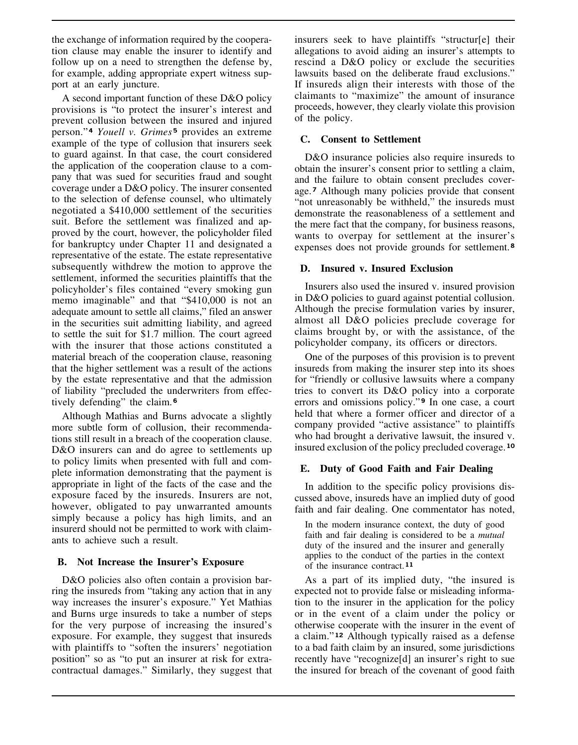the exchange of information required by the cooperation clause may enable the insurer to identify and follow up on a need to strengthen the defense by, for example, adding appropriate expert witness support at an early juncture.

A second important function of these D&O policy provisions is "to protect the insurer's interest and prevent collusion between the insured and injured person."[4] *Youell v. Grimes*[5] provides an extreme example of the type of collusion that insurers seek to guard against. In that case, the court considered the application of the cooperation clause to a company that was sued for securities fraud and sought coverage under a D&O policy. The insurer consented to the selection of defense counsel, who ultimately negotiated a $410,000 settlement of the securities suit. Before the settlement was finalized and approved by the court, however, the policyholder filed for bankruptcy under Chapter 11 and designated a representative of the estate. The estate representative subsequently withdrew the motion to approve the settlement, informed the securities plaintiffs that the policyholder's files contained "every smoking gun memo imaginable" and that "$410,000 is not an adequate amount to settle all claims," filed an answer in the securities suit admitting liability, and agreed to settle the suit for $1.7 million. The court agreed with the insurer that those actions constituted a material breach of the cooperation clause, reasoning that the higher settlement was a result of the actions by the estate representative and that the admission of liability "precluded the underwriters from effectively defending" the claim.[6]

Although Mathias and Burns advocate a slightly more subtle form of collusion, their recommendations still result in a breach of the cooperation clause. D&O insurers can and do agree to settlements up to policy limits when presented with full and complete information demonstrating that the payment is appropriate in light of the facts of the case and the exposure faced by the insureds. Insurers are not, however, obligated to pay unwarranted amounts simply because a policy has high limits, and an insurerd should not be permitted to work with claimants to achieve such a result.

### B. Not Increase the Insurer's Exposure

D&O policies also often contain a provision barring the insureds from "taking any action that in any way increases the insurer's exposure." Yet Mathias and Burns urge insureds to take a number of steps for the very purpose of increasing the insured's exposure. For example, they suggest that insureds with plaintiffs to "soften the insurers' negotiation position" so as "to put an insurer at risk for extra-contractual damages." Similarly, they suggest that insurers seek to have plaintiffs "structur[e] their allegations to avoid aiding an insurer's attempts to rescind a D&O policy or exclude the securities lawsuits based on the deliberate fraud exclusions." If insureds align their interests with those of the claimants to "maximize" the amount of insurance proceeds, however, they clearly violate this provision of the policy.

### C. Consent to Settlement

D&O insurance policies also require insureds to obtain the insurer's consent prior to settling a claim, and the failure to obtain consent precludes coverage.[7] Although many policies provide that consent "not unreasonably be withheld," the insureds must demonstrate the reasonableness of a settlement and the mere fact that the company, for business reasons, wants to overpay for settlement at the insurer's expenses does not provide grounds for settlement.[8]

### D. Insured v. Insured Exclusion

Insurers also used the insured v. insured provision in D&O policies to guard against potential collusion. Although the precise formulation varies by insurer, almost all D&O policies preclude coverage for claims brought by, or with the assistance, of the policyholder company, its officers or directors.

One of the purposes of this provision is to prevent insureds from making the insurer step into its shoes for "friendly or collusive lawsuits where a company tries to convert its D&O policy into a corporate errors and omissions policy."[9] In one case, a court held that where a former officer and director of a company provided "active assistance" to plaintiffs who had brought a derivative lawsuit, the insured v. insured exclusion of the policy precluded coverage.[10]

### E. Duty of Good Faith and Fair Dealing

In addition to the specific policy provisions discussed above, insureds have an implied duty of good faith and fair dealing. One commentator has noted,

> In the modern insurance context, the duty of good faith and fair dealing is considered to be a *mutual* duty of the insured and the insurer and generally applies to the conduct of the parties in the context of the insurance contract.[11]

As a part of its implied duty, "the insured is expected not to provide false or misleading information to the insurer in the application for the policy or in the event of a claim under the policy or otherwise cooperate with the insurer in the event of a claim."[12] Although typically raised as a defense to a bad faith claim by an insured, some jurisdictions recently have "recognize[d] an insurer's right to sue the insured for breach of the covenant of good faith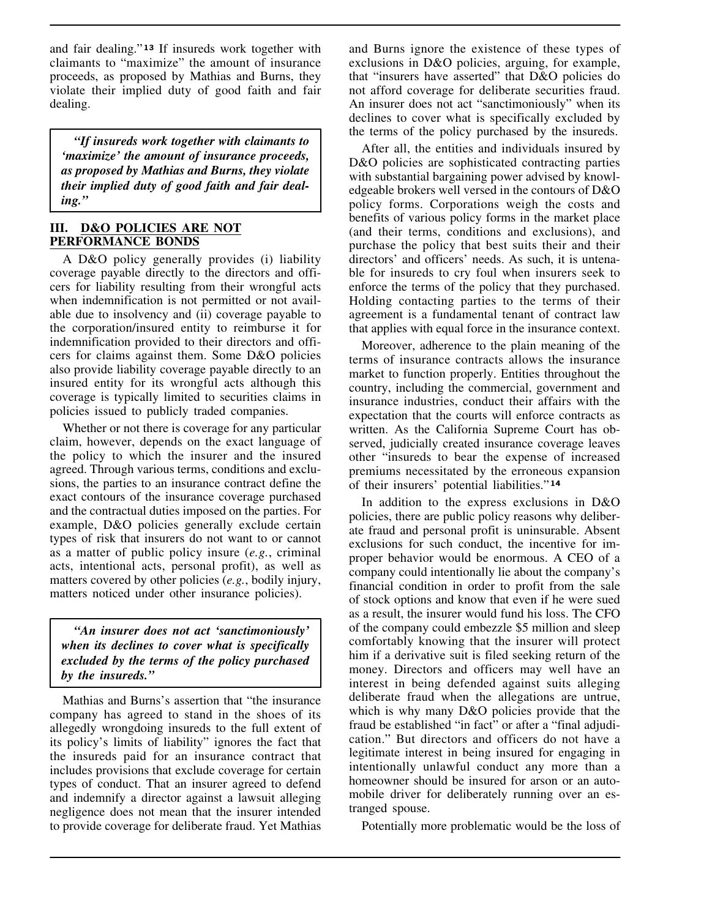and fair dealing."[13] If insureds work together with claimants to "maximize" the amount of insurance proceeds, as proposed by Mathias and Burns, they violate their implied duty of good faith and fair dealing.

> ***"If insureds work together with claimants to 'maximize' the amount of insurance proceeds, as proposed by Mathias and Burns, they violate their implied duty of good faith and fair dealing."***

## III. D&O POLICIES ARE NOT PERFORMANCE BONDS

A D&O policy generally provides (i) liability coverage payable directly to the directors and officers for liability resulting from their wrongful acts when indemnification is not permitted or not available due to insolvency and (ii) coverage payable to the corporation/insured entity to reimburse it for indemnification provided to their directors and officers for claims against them. Some D&O policies also provide liability coverage payable directly to an insured entity for its wrongful acts although this coverage is typically limited to securities claims in policies issued to publicly traded companies.

Whether or not there is coverage for any particular claim, however, depends on the exact language of the policy to which the insurer and the insured agreed. Through various terms, conditions and exclusions, the parties to an insurance contract define the exact contours of the insurance coverage purchased and the contractual duties imposed on the parties. For example, D&O policies generally exclude certain types of risk that insurers do not want to or cannot as a matter of public policy insure (*e.g.*, criminal acts, intentional acts, personal profit), as well as matters covered by other policies (*e.g.*, bodily injury, matters noticed under other insurance policies).

> ***"An insurer does not act 'sanctimoniously' when its declines to cover what is specifically excluded by the terms of the policy purchased by the insureds."***

Mathias and Burns's assertion that "the insurance company has agreed to stand in the shoes of its allegedly wrongdoing insureds to the full extent of its policy's limits of liability" ignores the fact that the insureds paid for an insurance contract that includes provisions that exclude coverage for certain types of conduct. That an insurer agreed to defend and indemnify a director against a lawsuit alleging negligence does not mean that the insurer intended to provide coverage for deliberate fraud. Yet Mathias and Burns ignore the existence of these types of exclusions in D&O policies, arguing, for example, that "insurers have asserted" that D&O policies do not afford coverage for deliberate securities fraud. An insurer does not act "sanctimoniously" when its declines to cover what is specifically excluded by the terms of the policy purchased by the insureds.

After all, the entities and individuals insured by D&O policies are sophisticated contracting parties with substantial bargaining power advised by knowledgeable brokers well versed in the contours of D&O policy forms. Corporations weigh the costs and benefits of various policy forms in the market place (and their terms, conditions and exclusions), and purchase the policy that best suits their and their directors' and officers' needs. As such, it is untenable for insureds to cry foul when insurers seek to enforce the terms of the policy that they purchased. Holding contacting parties to the terms of their agreement is a fundamental tenant of contract law that applies with equal force in the insurance context.

Moreover, adherence to the plain meaning of the terms of insurance contracts allows the insurance market to function properly. Entities throughout the country, including the commercial, government and insurance industries, conduct their affairs with the expectation that the courts will enforce contracts as written. As the California Supreme Court has observed, judicially created insurance coverage leaves other "insureds to bear the expense of increased premiums necessitated by the erroneous expansion of their insurers' potential liabilities."[14]

In addition to the express exclusions in D&O policies, there are public policy reasons why deliberate fraud and personal profit is uninsurable. Absent exclusions for such conduct, the incentive for improper behavior would be enormous. A CEO of a company could intentionally lie about the company's financial condition in order to profit from the sale of stock options and know that even if he were sued as a result, the insurer would fund his loss. The CFO of the company could embezzle $5 million and sleep comfortably knowing that the insurer will protect him if a derivative suit is filed seeking return of the money. Directors and officers may well have an interest in being defended against suits alleging deliberate fraud when the allegations are untrue, which is why many D&O policies provide that the fraud be established "in fact" or after a "final adjudication." But directors and officers do not have a legitimate interest in being insured for engaging in intentionally unlawful conduct any more than a homeowner should be insured for arson or an automobile driver for deliberately running over an estranged spouse.

Potentially more problematic would be the loss of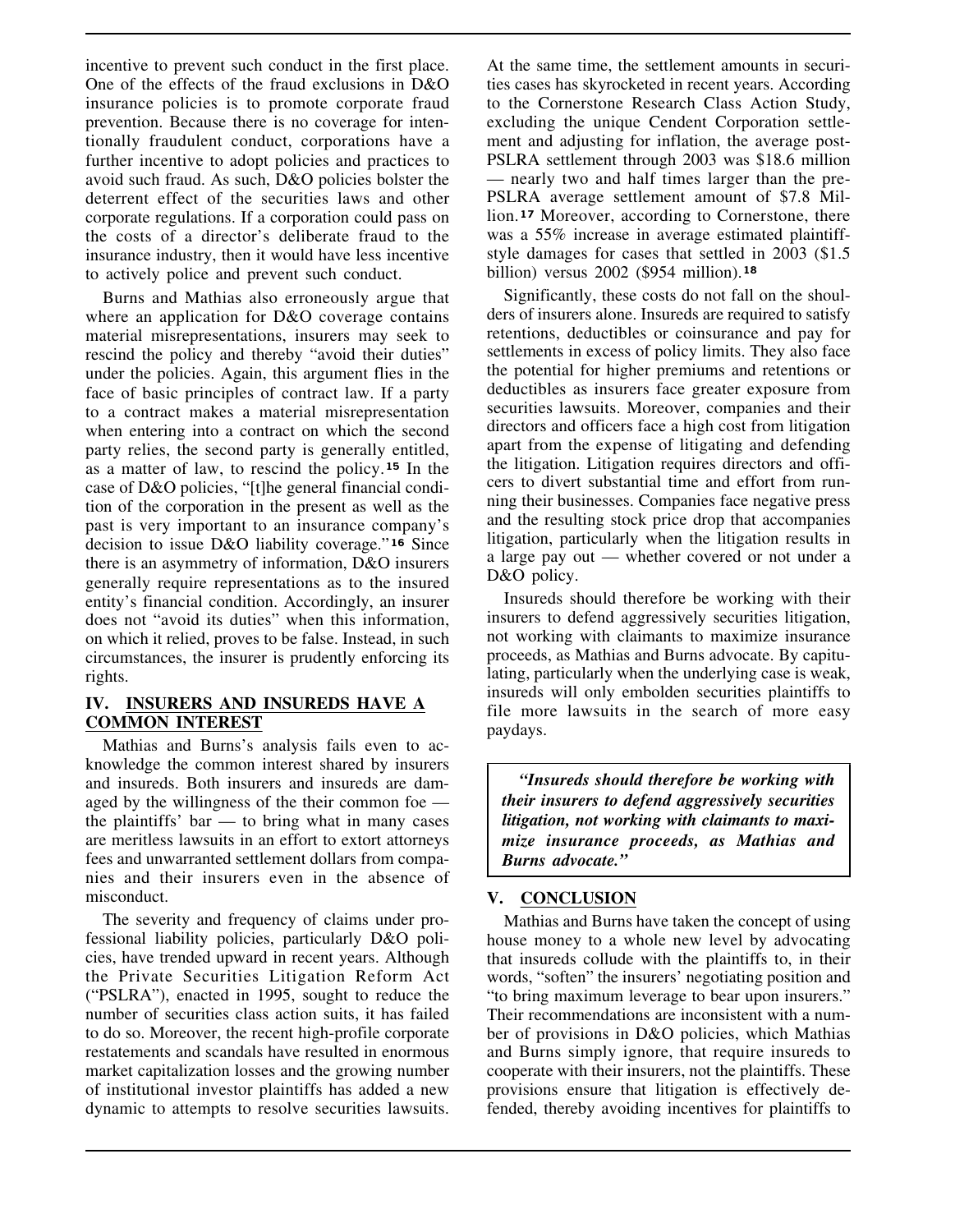incentive to prevent such conduct in the first place. One of the effects of the fraud exclusions in D&O insurance policies is to promote corporate fraud prevention. Because there is no coverage for intentionally fraudulent conduct, corporations have a further incentive to adopt policies and practices to avoid such fraud. As such, D&O policies bolster the deterrent effect of the securities laws and other corporate regulations. If a corporation could pass on the costs of a director's deliberate fraud to the insurance industry, then it would have less incentive to actively police and prevent such conduct.

Burns and Mathias also erroneously argue that where an application for D&O coverage contains material misrepresentations, insurers may seek to rescind the policy and thereby "avoid their duties" under the policies. Again, this argument flies in the face of basic principles of contract law. If a party to a contract makes a material misrepresentation when entering into a contract on which the second party relies, the second party is generally entitled, as a matter of law, to rescind the policy.[15] In the case of D&O policies, "[t]he general financial condition of the corporation in the present as well as the past is very important to an insurance company's decision to issue D&O liability coverage."[16] Since there is an asymmetry of information, D&O insurers generally require representations as to the insured entity's financial condition. Accordingly, an insurer does not "avoid its duties" when this information, on which it relied, proves to be false. Instead, in such circumstances, the insurer is prudently enforcing its rights.

## IV. INSURERS AND INSUREDS HAVE A COMMON INTEREST

Mathias and Burns's analysis fails even to acknowledge the common interest shared by insurers and insureds. Both insurers and insureds are damaged by the willingness of the their common foe — the plaintiffs' bar — to bring what in many cases are meritless lawsuits in an effort to extort attorneys fees and unwarranted settlement dollars from companies and their insurers even in the absence of misconduct.

The severity and frequency of claims under professional liability policies, particularly D&O policies, have trended upward in recent years. Although the Private Securities Litigation Reform Act ("PSLRA"), enacted in 1995, sought to reduce the number of securities class action suits, it has failed to do so. Moreover, the recent high-profile corporate restatements and scandals have resulted in enormous market capitalization losses and the growing number of institutional investor plaintiffs has added a new dynamic to attempts to resolve securities lawsuits. At the same time, the settlement amounts in securities cases has skyrocketed in recent years. According to the Cornerstone Research Class Action Study, excluding the unique Cendent Corporation settlement and adjusting for inflation, the average post-PSLRA settlement through 2003 was $18.6 million — nearly two and half times larger than the pre-PSLRA average settlement amount of $7.8 Million.[17] Moreover, according to Cornerstone, there was a 55% increase in average estimated plaintiff-style damages for cases that settled in 2003 ($1.5 billion) versus 2002 ($954 million).[18]

Significantly, these costs do not fall on the shoulders of insurers alone. Insureds are required to satisfy retentions, deductibles or coinsurance and pay for settlements in excess of policy limits. They also face the potential for higher premiums and retentions or deductibles as insurers face greater exposure from securities lawsuits. Moreover, companies and their directors and officers face a high cost from litigation apart from the expense of litigating and defending the litigation. Litigation requires directors and officers to divert substantial time and effort from running their businesses. Companies face negative press and the resulting stock price drop that accompanies litigation, particularly when the litigation results in a large pay out — whether covered or not under a D&O policy.

Insureds should therefore be working with their insurers to defend aggressively securities litigation, not working with claimants to maximize insurance proceeds, as Mathias and Burns advocate. By capitulating, particularly when the underlying case is weak, insureds will only embolden securities plaintiffs to file more lawsuits in the search of more easy paydays.

> ***"Insureds should therefore be working with their insurers to defend aggressively securities litigation, not working with claimants to maximize insurance proceeds, as Mathias and Burns advocate."***

## V. CONCLUSION

Mathias and Burns have taken the concept of using house money to a whole new level by advocating that insureds collude with the plaintiffs to, in their words, "soften" the insurers' negotiating position and "to bring maximum leverage to bear upon insurers." Their recommendations are inconsistent with a number of provisions in D&O policies, which Mathias and Burns simply ignore, that require insureds to cooperate with their insurers, not the plaintiffs. These provisions ensure that litigation is effectively defended, thereby avoiding incentives for plaintiffs to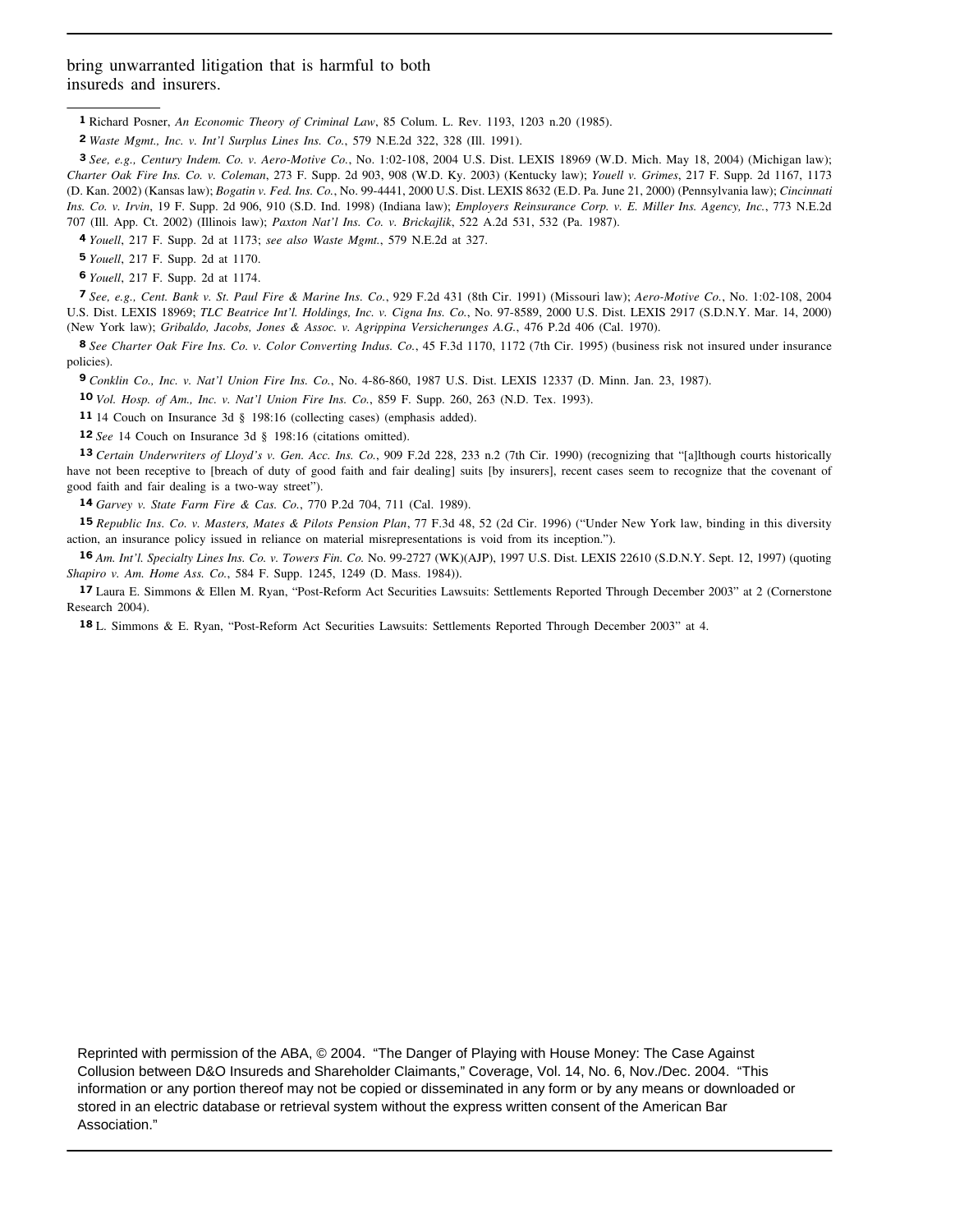bring unwarranted litigation that is harmful to both insureds and insurers.

---

[1] Richard Posner, *An Economic Theory of Criminal Law*, 85 Colum. L. Rev. 1193, 1203 n.20 (1985).

[2] *Waste Mgmt., Inc. v. Int'l Surplus Lines Ins. Co.*, 579 N.E.2d 322, 328 (Ill. 1991).

[3] *See, e.g., Century Indem. Co. v. Aero-Motive Co.*, No. 1:02-108, 2004 U.S. Dist. LEXIS 18969 (W.D. Mich. May 18, 2004) (Michigan law); *Charter Oak Fire Ins. Co. v. Coleman*, 273 F. Supp. 2d 903, 908 (W.D. Ky. 2003) (Kentucky law); *Youell v. Grimes*, 217 F. Supp. 2d 1167, 1173 (D. Kan. 2002) (Kansas law); *Bogatin v. Fed. Ins. Co.*, No. 99-4441, 2000 U.S. Dist. LEXIS 8632 (E.D. Pa. June 21, 2000) (Pennsylvania law); *Cincinnati Ins. Co. v. Irvin*, 19 F. Supp. 2d 906, 910 (S.D. Ind. 1998) (Indiana law); *Employers Reinsurance Corp. v. E. Miller Ins. Agency, Inc.*, 773 N.E.2d 707 (Ill. App. Ct. 2002) (Illinois law); *Paxton Nat'l Ins. Co. v. Brickajlik*, 522 A.2d 531, 532 (Pa. 1987).

[4] *Youell*, 217 F. Supp. 2d at 1173; *see also Waste Mgmt.*, 579 N.E.2d at 327.

[5] *Youell*, 217 F. Supp. 2d at 1170.

[6] *Youell*, 217 F. Supp. 2d at 1174.

[7] *See, e.g., Cent. Bank v. St. Paul Fire & Marine Ins. Co.*, 929 F.2d 431 (8th Cir. 1991) (Missouri law); *Aero-Motive Co.*, No. 1:02-108, 2004 U.S. Dist. LEXIS 18969; *TLC Beatrice Int'l. Holdings, Inc. v. Cigna Ins. Co.*, No. 97-8589, 2000 U.S. Dist. LEXIS 2917 (S.D.N.Y. Mar. 14, 2000) (New York law); *Gribaldo, Jacobs, Jones & Assoc. v. Agrippina Versicherunges A.G.*, 476 P.2d 406 (Cal. 1970).

[8] *See Charter Oak Fire Ins. Co. v. Color Converting Indus. Co.*, 45 F.3d 1170, 1172 (7th Cir. 1995) (business risk not insured under insurance policies).

[9] *Conklin Co., Inc. v. Nat'l Union Fire Ins. Co.*, No. 4-86-860, 1987 U.S. Dist. LEXIS 12337 (D. Minn. Jan. 23, 1987).

[10] *Vol. Hosp. of Am., Inc. v. Nat'l Union Fire Ins. Co.*, 859 F. Supp. 260, 263 (N.D. Tex. 1993).

[11] 14 Couch on Insurance 3d § 198:16 (collecting cases) (emphasis added).

[12] *See* 14 Couch on Insurance 3d § 198:16 (citations omitted).

[13] *Certain Underwriters of Lloyd's v. Gen. Acc. Ins. Co.*, 909 F.2d 228, 233 n.2 (7th Cir. 1990) (recognizing that "[a]lthough courts historically have not been receptive to [breach of duty of good faith and fair dealing] suits [by insurers], recent cases seem to recognize that the covenant of good faith and fair dealing is a two-way street").

[14] *Garvey v. State Farm Fire & Cas. Co.*, 770 P.2d 704, 711 (Cal. 1989).

[15] *Republic Ins. Co. v. Masters, Mates & Pilots Pension Plan*, 77 F.3d 48, 52 (2d Cir. 1996) ("Under New York law, binding in this diversity action, an insurance policy issued in reliance on material misrepresentations is void from its inception.").

[16] *Am. Int'l. Specialty Lines Ins. Co. v. Towers Fin. Co.* No. 99-2727 (WK)(AJP), 1997 U.S. Dist. LEXIS 22610 (S.D.N.Y. Sept. 12, 1997) (quoting *Shapiro v. Am. Home Ass. Co.*, 584 F. Supp. 1245, 1249 (D. Mass. 1984)).

[17] Laura E. Simmons & Ellen M. Ryan, "Post-Reform Act Securities Lawsuits: Settlements Reported Through December 2003" at 2 (Cornerstone Research 2004).

[18] L. Simmons & E. Ryan, "Post-Reform Act Securities Lawsuits: Settlements Reported Through December 2003" at 4.

Reprinted with permission of the ABA, © 2004. "The Danger of Playing with House Money: The Case Against Collusion between D&O Insureds and Shareholder Claimants," Coverage, Vol. 14, No. 6, Nov./Dec. 2004. "This information or any portion thereof may not be copied or disseminated in any form or by any means or downloaded or stored in an electric database or retrieval system without the express written consent of the American Bar Association."